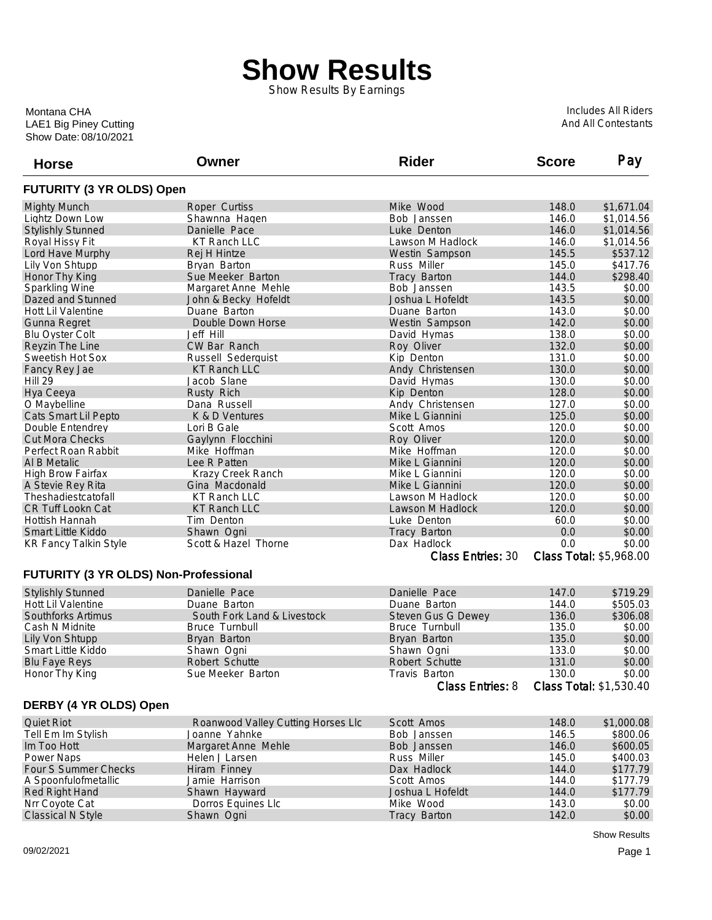# Show Results

Show Results By Earnings

Montana CHA
LAE1 Big Piney Cutting
Show Date: 08/10/2021

Includes All Riders
And All Contestants

## FUTURITY (3 YR OLDS) Open

| Horse | Owner | Rider | Score | Pay |
|---|---|---|---|---|
| Mighty Munch | Roper Curtiss | Mike Wood | 148.0 | $1,671.04 |
| Lightz Down Low | Shawnna Hagen | Bob Janssen | 146.0 | $1,014.56 |
| Stylishly Stunned | Danielle Pace | Luke Denton | 146.0 | $1,014.56 |
| Royal Hissy Fit | KT Ranch LLC | Lawson M Hadlock | 146.0 | $1,014.56 |
| Lord Have Murphy | Rej H Hintze | Westin Sampson | 145.5 | $537.12 |
| Lily Von Shtupp | Bryan Barton | Russ Miller | 145.0 | $417.76 |
| Honor Thy King | Sue Meeker Barton | Tracy Barton | 144.0 | $298.40 |
| Sparkling Wine | Margaret Anne Mehle | Bob Janssen | 143.5 | $0.00 |
| Dazed and Stunned | John & Becky Hofeldt | Joshua L Hofeldt | 143.5 | $0.00 |
| Hott Lil Valentine | Duane Barton | Duane Barton | 143.0 | $0.00 |
| Gunna Regret | Double Down Horse | Westin Sampson | 142.0 | $0.00 |
| Blu Oyster Colt | Jeff Hill | David Hymas | 138.0 | $0.00 |
| Reyzin The Line | CW Bar Ranch | Roy Oliver | 132.0 | $0.00 |
| Sweetish Hot Sox | Russell Sederquist | Kip Denton | 131.0 | $0.00 |
| Fancy Rey Jae | KT Ranch LLC | Andy Christensen | 130.0 | $0.00 |
| Hill 29 | Jacob Slane | David Hymas | 130.0 | $0.00 |
| Hya Ceeya | Rusty Rich | Kip Denton | 128.0 | $0.00 |
| O Maybelline | Dana Russell | Andy Christensen | 127.0 | $0.00 |
| Cats Smart Lil Pepto | K & D Ventures | Mike L Giannini | 125.0 | $0.00 |
| Double Entendrey | Lori B Gale | Scott Amos | 120.0 | $0.00 |
| Cut Mora Checks | Gaylynn Flocchini | Roy Oliver | 120.0 | $0.00 |
| Perfect Roan Rabbit | Mike Hoffman | Mike Hoffman | 120.0 | $0.00 |
| Al B Metalic | Lee R Patten | Mike L Giannini | 120.0 | $0.00 |
| High Brow Fairfax | Krazy Creek Ranch | Mike L Giannini | 120.0 | $0.00 |
| A Stevie Rey Rita | Gina Macdonald | Mike L Giannini | 120.0 | $0.00 |
| Theshadiestcatofall | KT Ranch LLC | Lawson M Hadlock | 120.0 | $0.00 |
| CR Tuff Lookn Cat | KT Ranch LLC | Lawson M Hadlock | 120.0 | $0.00 |
| Hottish Hannah | Tim Denton | Luke Denton | 60.0 | $0.00 |
| Smart Little Kiddo | Shawn Ogni | Tracy Barton | 0.0 | $0.00 |
| KR Fancy Talkin Style | Scott & Hazel Thorne | Dax Hadlock | 0.0 | $0.00 |
| | | Class Entries: 30 | Class Total: $5,968.00 | |

## FUTURITY (3 YR OLDS) Non-Professional

| Horse | Owner | Rider | Score | Pay |
|---|---|---|---|---|
| Stylishly Stunned | Danielle Pace | Danielle Pace | 147.0 | $719.29 |
| Hott Lil Valentine | Duane Barton | Duane Barton | 144.0 | $505.03 |
| Southforks Artimus | South Fork Land & Livestock | Steven Gus G Dewey | 136.0 | $306.08 |
| Cash N Midnite | Bruce Turnbull | Bruce Turnbull | 135.0 | $0.00 |
| Lily Von Shtupp | Bryan Barton | Bryan Barton | 135.0 | $0.00 |
| Smart Little Kiddo | Shawn Ogni | Shawn Ogni | 133.0 | $0.00 |
| Blu Faye Reys | Robert Schutte | Robert Schutte | 131.0 | $0.00 |
| Honor Thy King | Sue Meeker Barton | Travis Barton | 130.0 | $0.00 |
| | | Class Entries: 8 | Class Total: $1,530.40 | |

## DERBY (4 YR OLDS) Open

| Horse | Owner | Rider | Score | Pay |
|---|---|---|---|---|
| Quiet Riot | Roanwood Valley Cutting Horses Llc | Scott Amos | 148.0 | $1,000.08 |
| Tell Em Im Stylish | Joanne Yahnke | Bob Janssen | 146.5 | $800.06 |
| Im Too Hott | Margaret Anne Mehle | Bob Janssen | 146.0 | $600.05 |
| Power Naps | Helen J Larsen | Russ Miller | 145.0 | $400.03 |
| Four S Summer Checks | Hiram Finney | Dax Hadlock | 144.0 | $177.79 |
| A Spoonfulofmetallic | Jamie Harrison | Scott Amos | 144.0 | $177.79 |
| Red Right Hand | Shawn Hayward | Joshua L Hofeldt | 144.0 | $177.79 |
| Nrr Coyote Cat | Dorros Equines Llc | Mike Wood | 143.0 | $0.00 |
| Classical N Style | Shawn Ogni | Tracy Barton | 142.0 | $0.00 |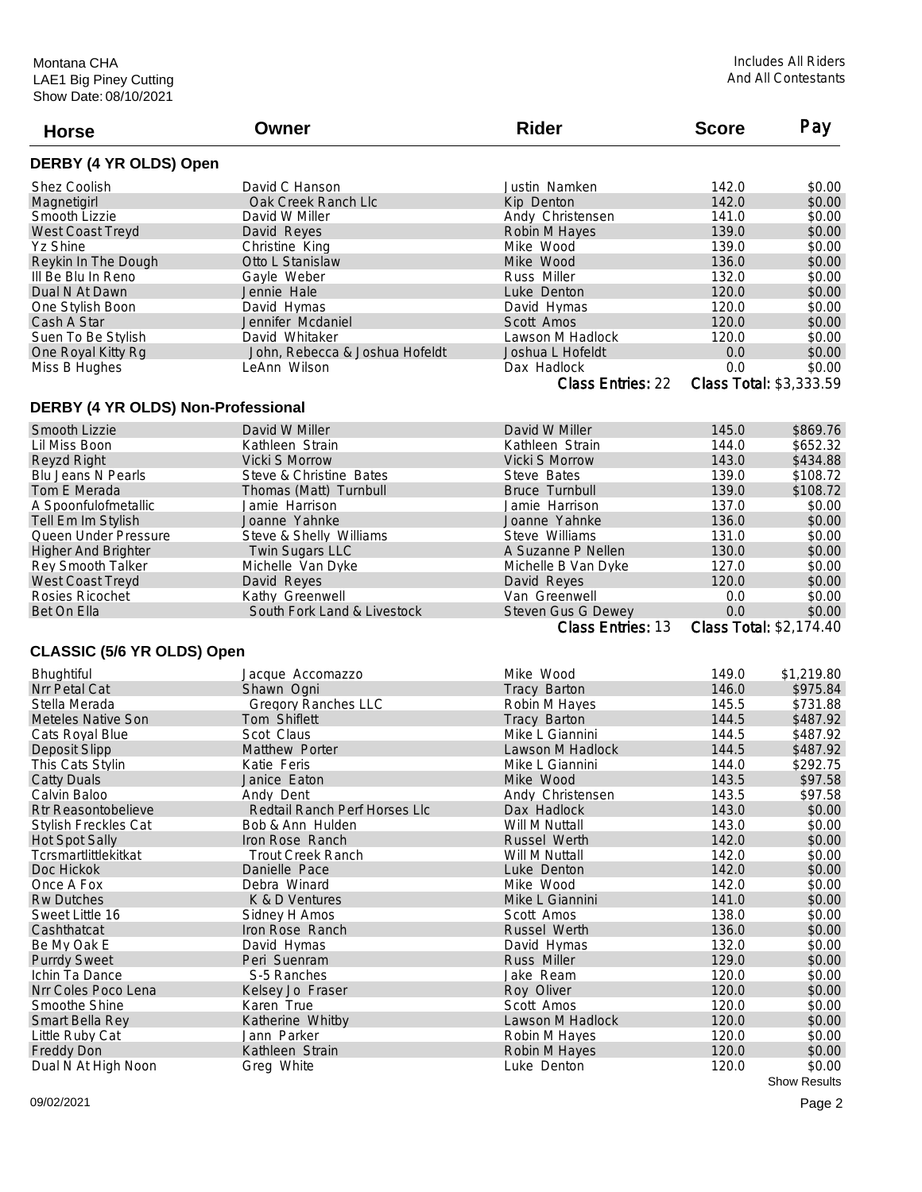Montana CHA
LAE1 Big Piney Cutting
Show Date: 08/10/2021

Includes All Riders
And All Contestants

| Horse | Owner | Rider | Score | Pay |
|---|---|---|---|---|

## DERBY (4 YR OLDS) Open

| Horse | Owner | Rider | Score | Pay |
|---|---|---|---|---|
| Shez Coolish | David C Hanson | Justin Namken | 142.0 | $0.00 |
| Magnetigirl | Oak Creek Ranch Llc | Kip Denton | 142.0 | $0.00 |
| Smooth Lizzie | David W Miller | Andy Christensen | 141.0 | $0.00 |
| West Coast Treyd | David Reyes | Robin M Hayes | 139.0 | $0.00 |
| Yz Shine | Christine King | Mike Wood | 139.0 | $0.00 |
| Reykin In The Dough | Otto L Stanislaw | Mike Wood | 136.0 | $0.00 |
| Ill Be Blu In Reno | Gayle Weber | Russ Miller | 132.0 | $0.00 |
| Dual N At Dawn | Jennie Hale | Luke Denton | 120.0 | $0.00 |
| One Stylish Boon | David Hymas | David Hymas | 120.0 | $0.00 |
| Cash A Star | Jennifer Mcdaniel | Scott Amos | 120.0 | $0.00 |
| Suen To Be Stylish | David Whitaker | Lawson M Hadlock | 120.0 | $0.00 |
| One Royal Kitty Rg | John, Rebecca & Joshua Hofeldt | Joshua L Hofeldt | 0.0 | $0.00 |
| Miss B Hughes | LeAnn Wilson | Dax Hadlock | 0.0 | $0.00 |

Class Entries: 22 Class Total: $3,333.59

## DERBY (4 YR OLDS) Non-Professional

| Horse | Owner | Rider | Score | Pay |
|---|---|---|---|---|
| Smooth Lizzie | David W Miller | David W Miller | 145.0 | $869.76 |
| Lil Miss Boon | Kathleen Strain | Kathleen Strain | 144.0 | $652.32 |
| Reyzd Right | Vicki S Morrow | Vicki S Morrow | 143.0 | $434.88 |
| Blu Jeans N Pearls | Steve & Christine Bates | Steve Bates | 139.0 | $108.72 |
| Tom E Merada | Thomas (Matt) Turnbull | Bruce Turnbull | 139.0 | $108.72 |
| A Spoonfulofmetallic | Jamie Harrison | Jamie Harrison | 137.0 | $0.00 |
| Tell Em Im Stylish | Joanne Yahnke | Joanne Yahnke | 136.0 | $0.00 |
| Queen Under Pressure | Steve & Shelly Williams | Steve Williams | 131.0 | $0.00 |
| Higher And Brighter | Twin Sugars LLC | A Suzanne P Nellen | 130.0 | $0.00 |
| Rey Smooth Talker | Michelle Van Dyke | Michelle B Van Dyke | 127.0 | $0.00 |
| West Coast Treyd | David Reyes | David Reyes | 120.0 | $0.00 |
| Rosies Ricochet | Kathy Greenwell | Van Greenwell | 0.0 | $0.00 |
| Bet On Ella | South Fork Land & Livestock | Steven Gus G Dewey | 0.0 | $0.00 |

Class Entries: 13 Class Total: $2,174.40

## CLASSIC (5/6 YR OLDS) Open

| Horse | Owner | Rider | Score | Pay |
|---|---|---|---|---|
| Bhughtiful | Jacque Accomazzo | Mike Wood | 149.0 | $1,219.80 |
| Nrr Petal Cat | Shawn Ogni | Tracy Barton | 146.0 | $975.84 |
| Stella Merada | Gregory Ranches LLC | Robin M Hayes | 145.5 | $731.88 |
| Meteles Native Son | Tom Shiflett | Tracy Barton | 144.5 | $487.92 |
| Cats Royal Blue | Scot Claus | Mike L Giannini | 144.5 | $487.92 |
| Deposit Slipp | Matthew Porter | Lawson M Hadlock | 144.5 | $487.92 |
| This Cats Stylin | Katie Feris | Mike L Giannini | 144.0 | $292.75 |
| Catty Duals | Janice Eaton | Mike Wood | 143.5 | $97.58 |
| Calvin Baloo | Andy Dent | Andy Christensen | 143.5 | $97.58 |
| Rtr Reasontobelieve | Redtail Ranch Perf Horses Llc | Dax Hadlock | 143.0 | $0.00 |
| Stylish Freckles Cat | Bob & Ann Hulden | Will M Nuttall | 143.0 | $0.00 |
| Hot Spot Sally | Iron Rose Ranch | Russel Werth | 142.0 | $0.00 |
| Tcrsmartlittlekitkat | Trout Creek Ranch | Will M Nuttall | 142.0 | $0.00 |
| Doc Hickok | Danielle Pace | Luke Denton | 142.0 | $0.00 |
| Once A Fox | Debra Winard | Mike Wood | 142.0 | $0.00 |
| Rw Dutches | K & D Ventures | Mike L Giannini | 141.0 | $0.00 |
| Sweet Little 16 | Sidney H Amos | Scott Amos | 138.0 | $0.00 |
| Cashthatcat | Iron Rose Ranch | Russel Werth | 136.0 | $0.00 |
| Be My Oak E | David Hymas | David Hymas | 132.0 | $0.00 |
| Purrdy Sweet | Peri Suenram | Russ Miller | 129.0 | $0.00 |
| Ichin Ta Dance | S-5 Ranches | Jake Ream | 120.0 | $0.00 |
| Nrr Coles Poco Lena | Kelsey Jo Fraser | Roy Oliver | 120.0 | $0.00 |
| Smoothe Shine | Karen True | Scott Amos | 120.0 | $0.00 |
| Smart Bella Rey | Katherine Whitby | Lawson M Hadlock | 120.0 | $0.00 |
| Little Ruby Cat | Jann Parker | Robin M Hayes | 120.0 | $0.00 |
| Freddy Don | Kathleen Strain | Robin M Hayes | 120.0 | $0.00 |
| Dual N At High Noon | Greg White | Luke Denton | 120.0 | $0.00 |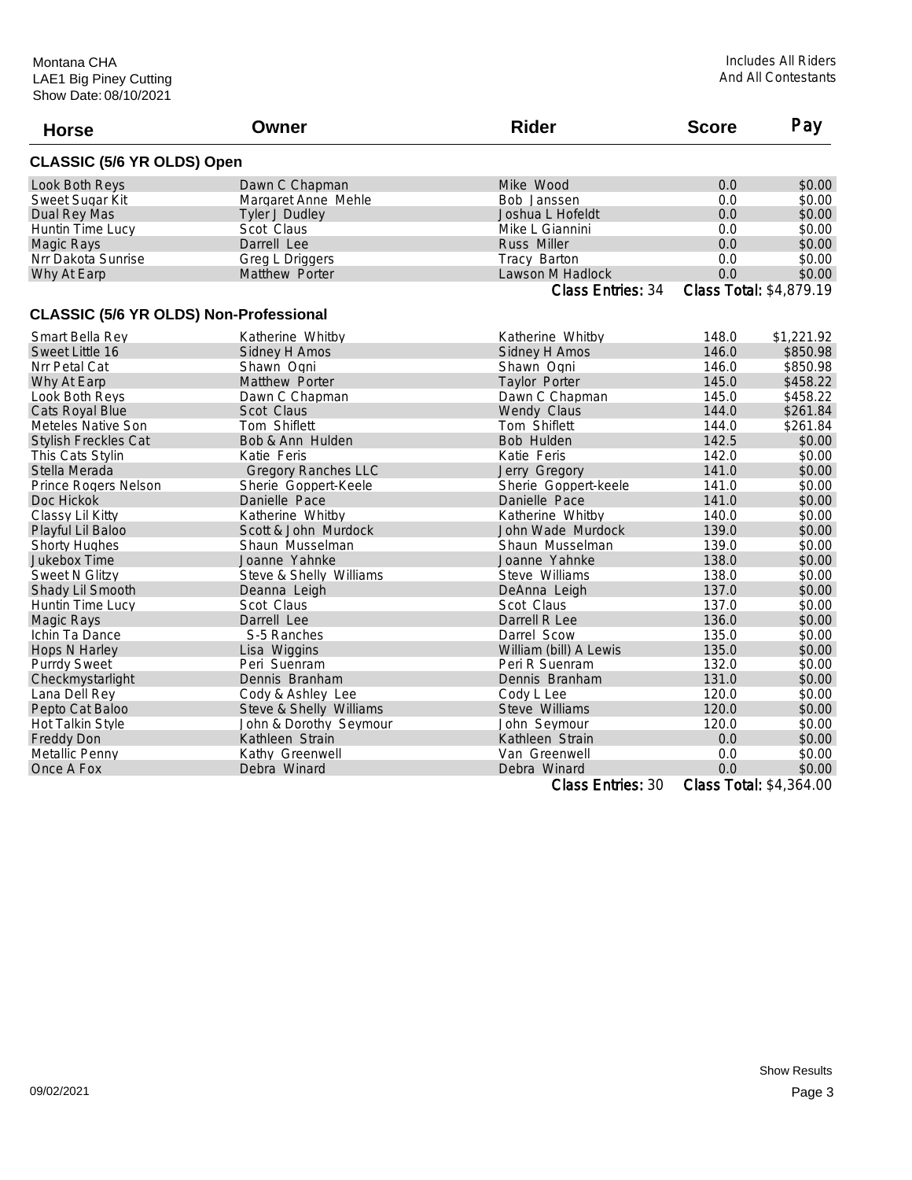Montana CHA
LAE1 Big Piney Cutting
Show Date: 08/10/2021

Includes All Riders
And All Contestants

| Horse | Owner | Rider | Score | Pay |
|---|---|---|---|---|
| **CLASSIC (5/6 YR OLDS) Open** | | | | |
| Look Both Reys | Dawn C Chapman | Mike Wood | 0.0 | $0.00 |
| Sweet Sugar Kit | Margaret Anne Mehle | Bob Janssen | 0.0 | $0.00 |
| Dual Rey Mas | Tyler J Dudley | Joshua L Hofeldt | 0.0 | $0.00 |
| Huntin Time Lucy | Scot Claus | Mike L Giannini | 0.0 | $0.00 |
| Magic Rays | Darrell Lee | Russ Miller | 0.0 | $0.00 |
| Nrr Dakota Sunrise | Greg L Driggers | Tracy Barton | 0.0 | $0.00 |
| Why At Earp | Matthew Porter | Lawson M Hadlock | 0.0 | $0.00 |
| | | Class Entries: 34 | Class Total: $4,879.19 | |

| Horse | Owner | Rider | Score | Pay |
|---|---|---|---|---|
| **CLASSIC (5/6 YR OLDS) Non-Professional** | | | | |
| Smart Bella Rey | Katherine Whitby | Katherine Whitby | 148.0 | $1,221.92 |
| Sweet Little 16 | Sidney H Amos | Sidney H Amos | 146.0 | $850.98 |
| Nrr Petal Cat | Shawn Ogni | Shawn Ogni | 146.0 | $850.98 |
| Why At Earp | Matthew Porter | Taylor Porter | 145.0 | $458.22 |
| Look Both Reys | Dawn C Chapman | Dawn C Chapman | 145.0 | $458.22 |
| Cats Royal Blue | Scot Claus | Wendy Claus | 144.0 | $261.84 |
| Meteles Native Son | Tom Shiflett | Tom Shiflett | 144.0 | $261.84 |
| Stylish Freckles Cat | Bob & Ann Hulden | Bob Hulden | 142.5 | $0.00 |
| This Cats Stylin | Katie Feris | Katie Feris | 142.0 | $0.00 |
| Stella Merada | Gregory Ranches LLC | Jerry Gregory | 141.0 | $0.00 |
| Prince Rogers Nelson | Sherie Goppert-Keele | Sherie Goppert-keele | 141.0 | $0.00 |
| Doc Hickok | Danielle Pace | Danielle Pace | 141.0 | $0.00 |
| Classy Lil Kitty | Katherine Whitby | Katherine Whitby | 140.0 | $0.00 |
| Playful Lil Baloo | Scott & John Murdock | John Wade Murdock | 139.0 | $0.00 |
| Shorty Hughes | Shaun Musselman | Shaun Musselman | 139.0 | $0.00 |
| Jukebox Time | Joanne Yahnke | Joanne Yahnke | 138.0 | $0.00 |
| Sweet N Glitzy | Steve & Shelly Williams | Steve Williams | 138.0 | $0.00 |
| Shady Lil Smooth | Deanna Leigh | DeAnna Leigh | 137.0 | $0.00 |
| Huntin Time Lucy | Scot Claus | Scot Claus | 137.0 | $0.00 |
| Magic Rays | Darrell Lee | Darrell R Lee | 136.0 | $0.00 |
| Ichin Ta Dance | S-5 Ranches | Darrel Scow | 135.0 | $0.00 |
| Hops N Harley | Lisa Wiggins | William (bill) A Lewis | 135.0 | $0.00 |
| Purrdy Sweet | Peri Suenram | Peri R Suenram | 132.0 | $0.00 |
| Checkmystarlight | Dennis Branham | Dennis Branham | 131.0 | $0.00 |
| Lana Dell Rey | Cody & Ashley Lee | Cody L Lee | 120.0 | $0.00 |
| Pepto Cat Baloo | Steve & Shelly Williams | Steve Williams | 120.0 | $0.00 |
| Hot Talkin Style | John & Dorothy Seymour | John Seymour | 120.0 | $0.00 |
| Freddy Don | Kathleen Strain | Kathleen Strain | 0.0 | $0.00 |
| Metallic Penny | Kathy Greenwell | Van Greenwell | 0.0 | $0.00 |
| Once A Fox | Debra Winard | Debra Winard | 0.0 | $0.00 |
| | | Class Entries: 30 | Class Total: $4,364.00 | |